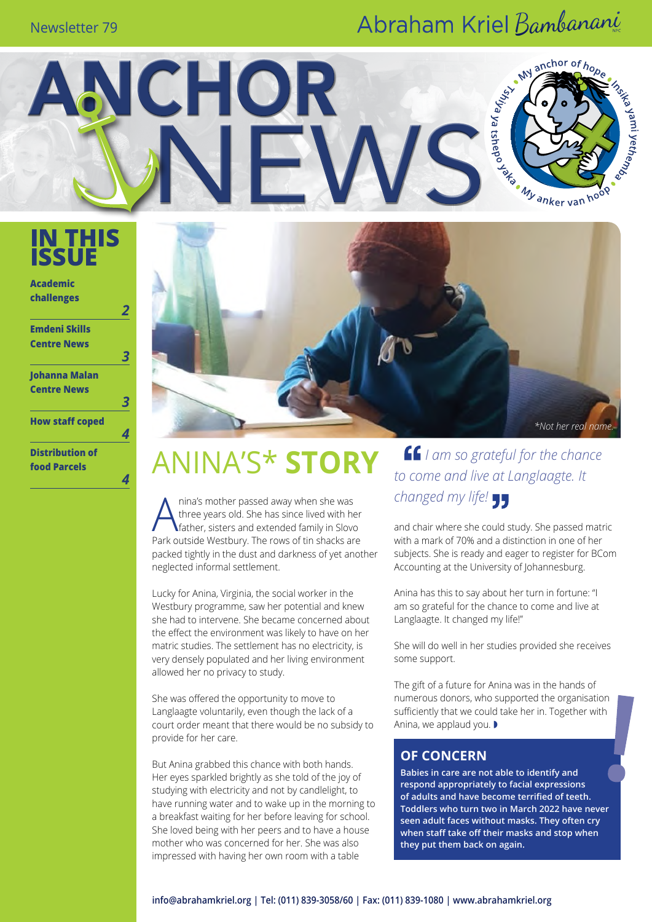Newsletter 79

Abraham Kriel Bambanani

# ANCHOR NEWS

## IN THIS ISSUE

- Academic challenges — 2
- Emdeni Skills Centre News — 3
- Johanna Malan Centre News — 3
- How staff coped — 4
- Distribution of food Parcels — 4

*Not her real name.

# ANINA'S* STORY

Anina's mother passed away when she was three years old. She has since lived with her father, sisters and extended family in Slovo Park outside Westbury. The rows of tin shacks are packed tightly in the dust and darkness of yet another neglected informal settlement.

Lucky for Anina, Virginia, the social worker in the Westbury programme, saw her potential and knew she had to intervene. She became concerned about the effect the environment was likely to have on her matric studies. The settlement has no electricity, is very densely populated and her living environment allowed her no privacy to study.

She was offered the opportunity to move to Langlaagte voluntarily, even though the lack of a court order meant that there would be no subsidy to provide for her care.

But Anina grabbed this chance with both hands. Her eyes sparkled brightly as she told of the joy of studying with electricity and not by candlelight, to have running water and to wake up in the morning to a breakfast waiting for her before leaving for school. She loved being with her peers and to have a house mother who was concerned for her. She was also impressed with having her own room with a table and chair where she could study. She passed matric with a mark of 70% and a distinction in one of her subjects. She is ready and eager to register for BCom Accounting at the University of Johannesburg.

> *I am so grateful for the chance to come and live at Langlaagte. It changed my life!*

Anina has this to say about her turn in fortune: "I am so grateful for the chance to come and live at Langlaagte. It changed my life!"

She will do well in her studies provided she receives some support.

The gift of a future for Anina was in the hands of numerous donors, who supported the organisation sufficiently that we could take her in. Together with Anina, we applaud you.

### OF CONCERN

**Babies in care are not able to identify and respond appropriately to facial expressions of adults and have become terrified of teeth. Toddlers who turn two in March 2022 have never seen adult faces without masks. They often cry when staff take off their masks and stop when they put them back on again.**

info@abrahamkriel.org | Tel: (011) 839-3058/60 | Fax: (011) 839-1080 | www.abrahamkriel.org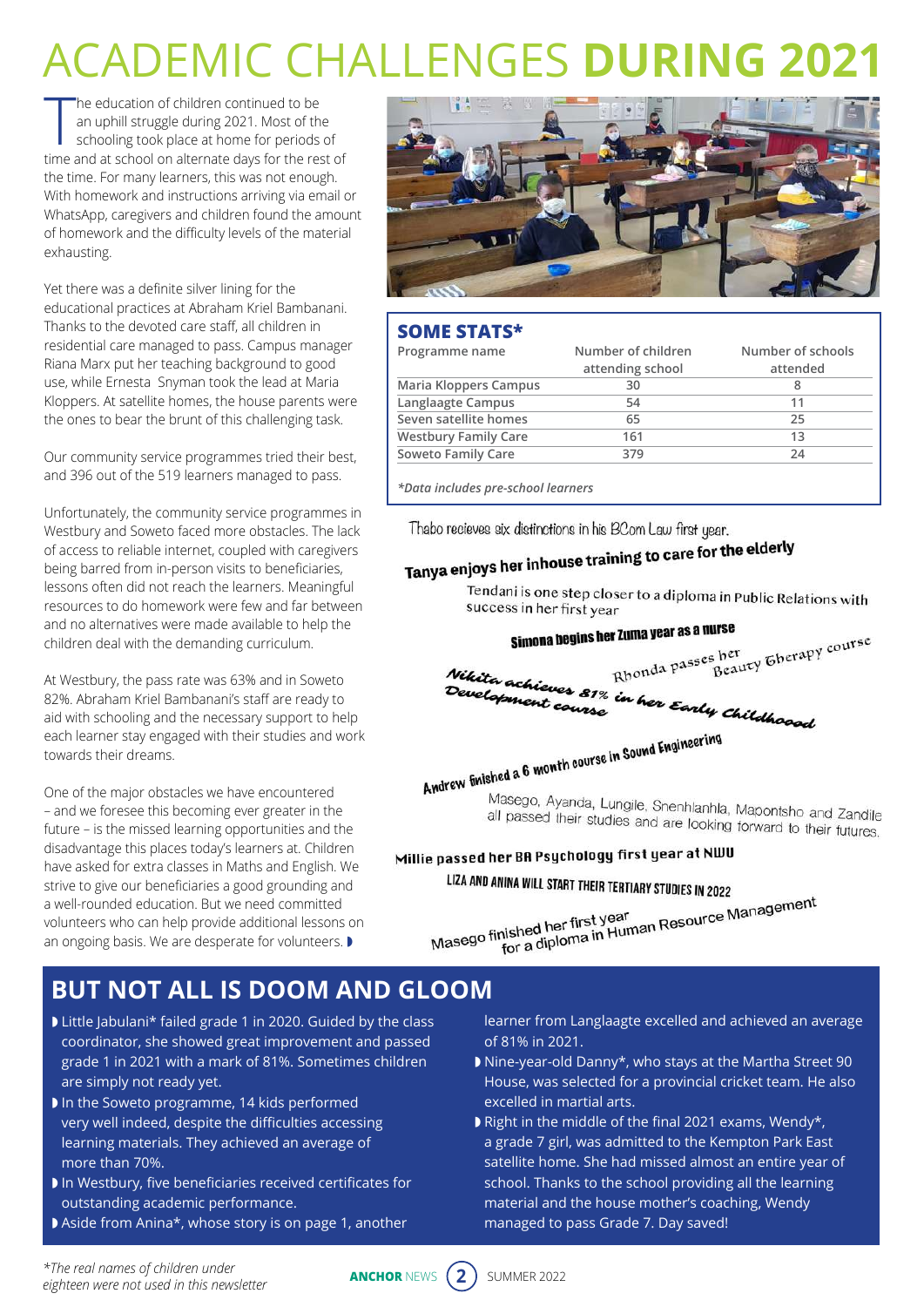# ACADEMIC CHALLENGES **DURING 2021**

The education of children continued to be an uphill struggle during 2021. Most of the schooling took place at home for periods of time and at school on alternate days for the rest of the time. For many learners, this was not enough. With homework and instructions arriving via email or WhatsApp, caregivers and children found the amount of homework and the difficulty levels of the material exhausting.

Yet there was a definite silver lining for the educational practices at Abraham Kriel Bambanani. Thanks to the devoted care staff, all children in residential care managed to pass. Campus manager Riana Marx put her teaching background to good use, while Ernesta Snyman took the lead at Maria Kloppers. At satellite homes, the house parents were the ones to bear the brunt of this challenging task.

Our community service programmes tried their best, and 396 out of the 519 learners managed to pass.

Unfortunately, the community service programmes in Westbury and Soweto faced more obstacles. The lack of access to reliable internet, coupled with caregivers being barred from in-person visits to beneficiaries, lessons often did not reach the learners. Meaningful resources to do homework were few and far between and no alternatives were made available to help the children deal with the demanding curriculum.

At Westbury, the pass rate was 63% and in Soweto 82%. Abraham Kriel Bambanani's staff are ready to aid with schooling and the necessary support to help each learner stay engaged with their studies and work towards their dreams.

One of the major obstacles we have encountered – and we foresee this becoming ever greater in the future – is the missed learning opportunities and the disadvantage this places today's learners at. Children have asked for extra classes in Maths and English. We strive to give our beneficiaries a good grounding and a well-rounded education. But we need committed volunteers who can help provide additional lessons on an ongoing basis. We are desperate for volunteers.

## SOME STATS*

| Programme name | Number of children attending school | Number of schools attended |
|---|---|---|
| Maria Kloppers Campus | 30 | 8 |
| Langlaagte Campus | 54 | 11 |
| Seven satellite homes | 65 | 25 |
| Westbury Family Care | 161 | 13 |
| Soweto Family Care | 379 | 24 |

*\*Data includes pre-school learners*

Thabo recieves six distinctions in his BCom Law first year.

Tanya enjoys her inhouse training to care for the elderly

Tendani is one step closer to a diploma in Public Relations with success in her first year

Simona begins her Zuma year as a nurse

Rhonda passes her Beauty Therapy course

Nikita achieves 81% in her Early Childhood Development course

Andrew finished a 6 month course in Sound Engineering

Masego, Ayanda, Lungile, Snenhlanhla, Mapontsho and Zandile all passed their studies and are looking forward to their futures.

Millie passed her BA Psychology first year at NWU

LIZA AND ANINA WILL START THEIR TERTIARY STUDIES IN 2022

Masego finished her first year for a diploma in Human Resource Management

## BUT NOT ALL IS DOOM AND GLOOM

- Little Jabulani* failed grade 1 in 2020. Guided by the class coordinator, she showed great improvement and passed grade 1 in 2021 with a mark of 81%. Sometimes children are simply not ready yet.
- In the Soweto programme, 14 kids performed very well indeed, despite the difficulties accessing learning materials. They achieved an average of more than 70%.
- In Westbury, five beneficiaries received certificates for outstanding academic performance.
- Aside from Anina*, whose story is on page 1, another learner from Langlaagte excelled and achieved an average of 81% in 2021.
- Nine-year-old Danny*, who stays at the Martha Street 90 House, was selected for a provincial cricket team. He also excelled in martial arts.
- Right in the middle of the final 2021 exams, Wendy*, a grade 7 girl, was admitted to the Kempton Park East satellite home. She had missed almost an entire year of school. Thanks to the school providing all the learning material and the house mother's coaching, Wendy managed to pass Grade 7. Day saved!

*\*The real names of children under eighteen were not used in this newsletter*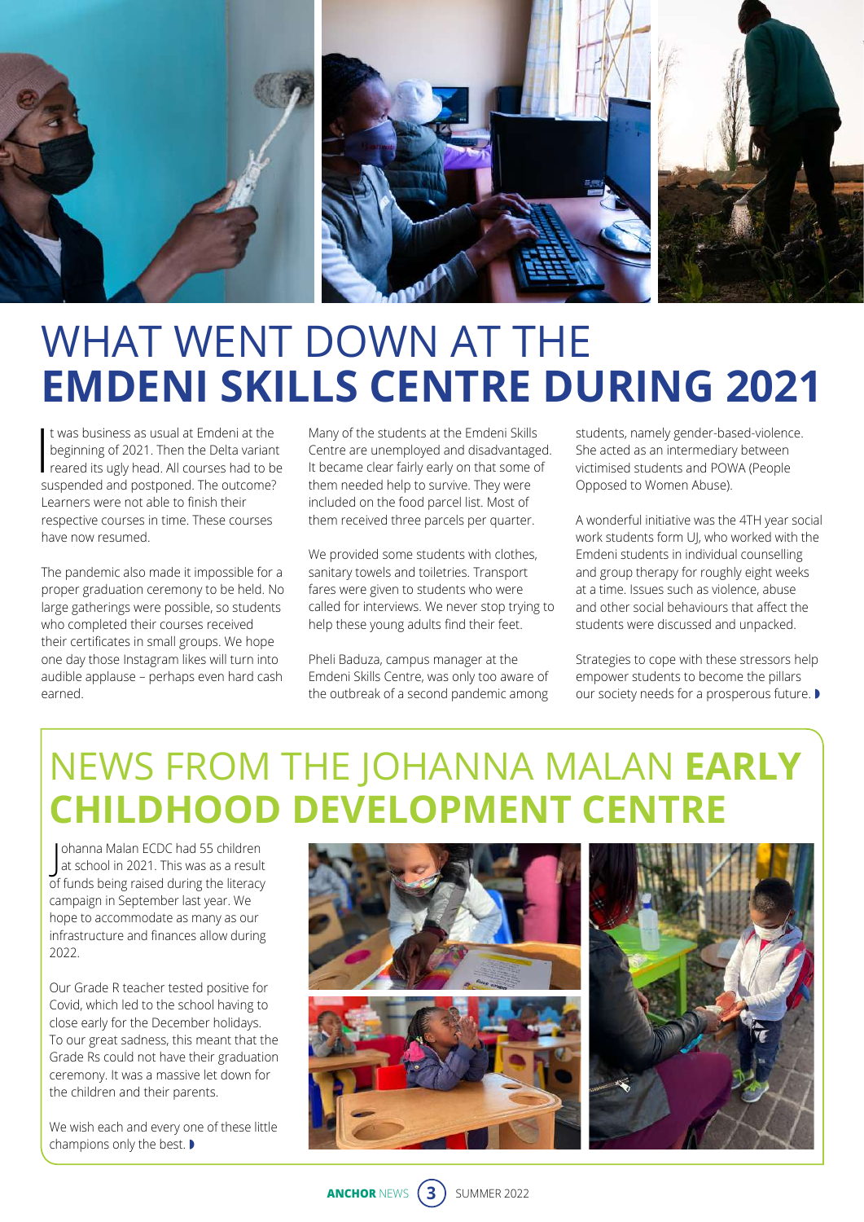# WHAT WENT DOWN AT THE **EMDENI SKILLS CENTRE DURING 2021**

It was business as usual at Emdeni at the beginning of 2021. Then the Delta variant reared its ugly head. All courses had to be suspended and postponed. The outcome? Learners were not able to finish their respective courses in time. These courses have now resumed.

The pandemic also made it impossible for a proper graduation ceremony to be held. No large gatherings were possible, so students who completed their courses received their certificates in small groups. We hope one day those Instagram likes will turn into audible applause – perhaps even hard cash earned.

Many of the students at the Emdeni Skills Centre are unemployed and disadvantaged. It became clear fairly early on that some of them needed help to survive. They were included on the food parcel list. Most of them received three parcels per quarter.

We provided some students with clothes, sanitary towels and toiletries. Transport fares were given to students who were called for interviews. We never stop trying to help these young adults find their feet.

Pheli Baduza, campus manager at the Emdeni Skills Centre, was only too aware of the outbreak of a second pandemic among students, namely gender-based-violence. She acted as an intermediary between victimised students and POWA (People Opposed to Women Abuse).

A wonderful initiative was the 4TH year social work students form UJ, who worked with the Emdeni students in individual counselling and group therapy for roughly eight weeks at a time. Issues such as violence, abuse and other social behaviours that affect the students were discussed and unpacked.

Strategies to cope with these stressors help empower students to become the pillars our society needs for a prosperous future.

## NEWS FROM THE JOHANNA MALAN **EARLY CHILDHOOD DEVELOPMENT CENTRE**

Johanna Malan ECDC had 55 children at school in 2021. This was as a result of funds being raised during the literacy campaign in September last year. We hope to accommodate as many as our infrastructure and finances allow during 2022.

Our Grade R teacher tested positive for Covid, which led to the school having to close early for the December holidays. To our great sadness, this meant that the Grade Rs could not have their graduation ceremony. It was a massive let down for the children and their parents.

We wish each and every one of these little champions only the best.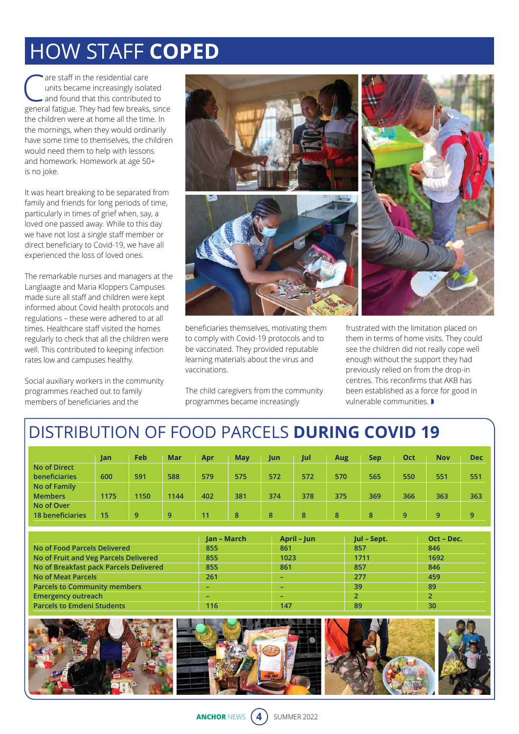# HOW STAFF **COPED**

Care staff in the residential care units became increasingly isolated and found that this contributed to general fatigue. They had few breaks, since the children were at home all the time. In the mornings, when they would ordinarily have some time to themselves, the children would need them to help with lessons and homework. Homework at age 50+ is no joke.

It was heart breaking to be separated from family and friends for long periods of time, particularly in times of grief when, say, a loved one passed away. While to this day we have not lost a single staff member or direct beneficiary to Covid-19, we have all experienced the loss of loved ones.

The remarkable nurses and managers at the Langlaagte and Maria Kloppers Campuses made sure all staff and children were kept informed about Covid health protocols and regulations – these were adhered to at all times. Healthcare staff visited the homes regularly to check that all the children were well. This contributed to keeping infection rates low and campuses healthy.

Social auxiliary workers in the community programmes reached out to family members of beneficiaries and the beneficiaries themselves, motivating them to comply with Covid-19 protocols and to be vaccinated. They provided reputable learning materials about the virus and vaccinations.

The child caregivers from the community programmes became increasingly frustrated with the limitation placed on them in terms of home visits. They could see the children did not really cope well enough without the support they had previously relied on from the drop-in centres. This reconfirms that AKB has been established as a force for good in vulnerable communities.

# DISTRIBUTION OF FOOD PARCELS **DURING COVID 19**

| | Jan | Feb | Mar | Apr | May | Jun | Jul | Aug | Sep | Oct | Nov | Dec |
|---|---|---|---|---|---|---|---|---|---|---|---|---|
| No of Direct beneficiaries | 600 | 591 | 588 | 579 | 575 | 572 | 572 | 570 | 565 | 550 | 551 | 551 |
| No of Family Members | 1175 | 1150 | 1144 | 402 | 381 | 374 | 378 | 375 | 369 | 366 | 363 | 363 |
| No of Over 18 beneficiaries | 15 | 9 | 9 | 11 | 8 | 8 | 8 | 8 | 8 | 9 | 9 | 9 |

| | Jan – March | April – Jun | Jul – Sept. | Oct – Dec. |
|---|---|---|---|---|
| No of Food Parcels Delivered | 855 | 861 | 857 | 846 |
| No of Fruit and Veg Parcels Delivered | 855 | 1023 | 1711 | 1692 |
| No of Breakfast pack Parcels Delivered | 855 | 861 | 857 | 846 |
| No of Meat Parcels | 261 | – | 277 | 459 |
| Parcels to Community members | – | – | 39 | 89 |
| Emergency outreach | – | – | 2 | 2 |
| Parcels to Emdeni Students | 116 | 147 | 89 | 30 |